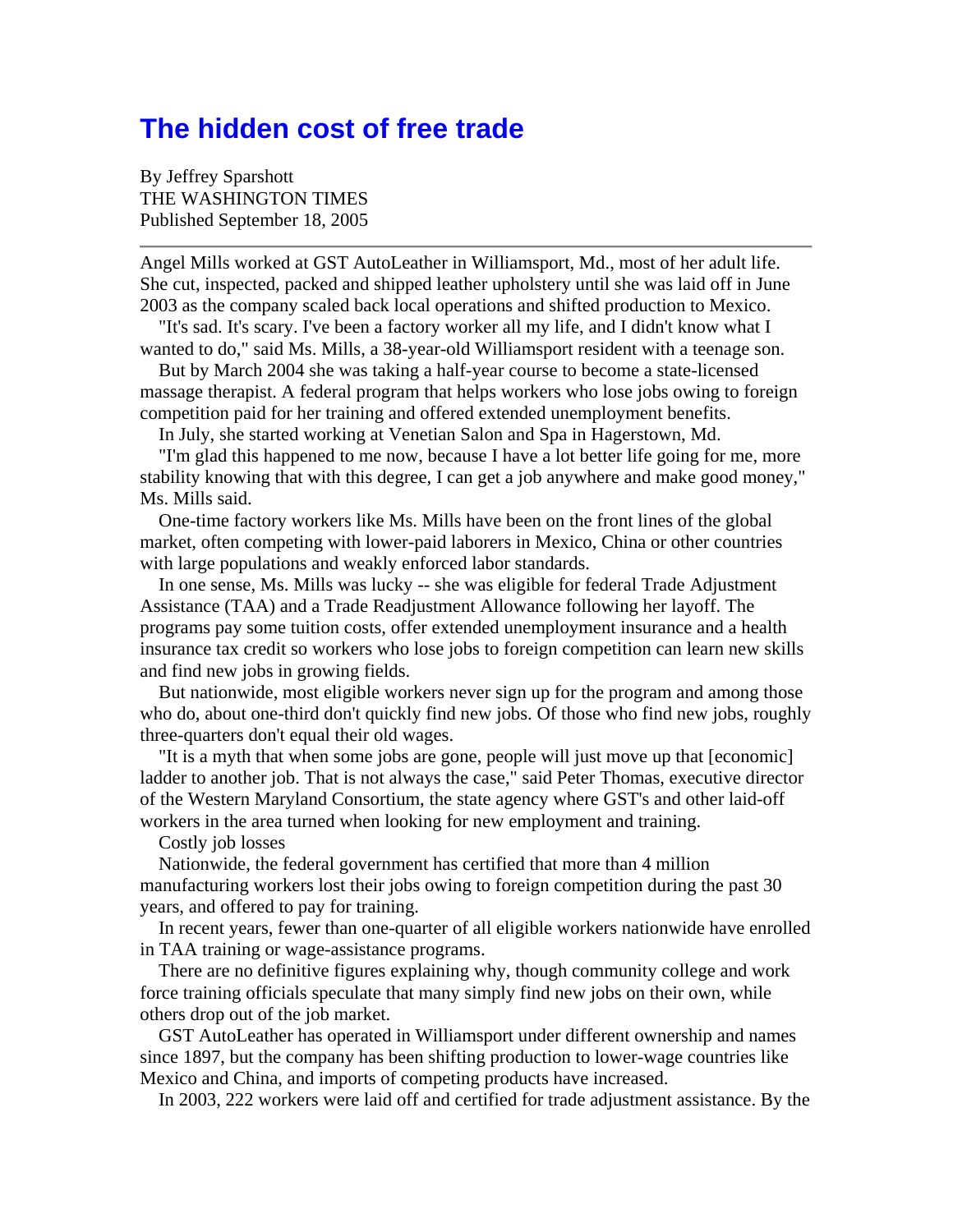# The hidden cost of free trade

By Jeffrey Sparshott
THE WASHINGTON TIMES
Published September 18, 2005

---

Angel Mills worked at GST AutoLeather in Williamsport, Md., most of her adult life. She cut, inspected, packed and shipped leather upholstery until she was laid off in June 2003 as the company scaled back local operations and shifted production to Mexico.

"It's sad. It's scary. I've been a factory worker all my life, and I didn't know what I wanted to do," said Ms. Mills, a 38-year-old Williamsport resident with a teenage son.

But by March 2004 she was taking a half-year course to become a state-licensed massage therapist. A federal program that helps workers who lose jobs owing to foreign competition paid for her training and offered extended unemployment benefits.

In July, she started working at Venetian Salon and Spa in Hagerstown, Md.

"I'm glad this happened to me now, because I have a lot better life going for me, more stability knowing that with this degree, I can get a job anywhere and make good money," Ms. Mills said.

One-time factory workers like Ms. Mills have been on the front lines of the global market, often competing with lower-paid laborers in Mexico, China or other countries with large populations and weakly enforced labor standards.

In one sense, Ms. Mills was lucky -- she was eligible for federal Trade Adjustment Assistance (TAA) and a Trade Readjustment Allowance following her layoff. The programs pay some tuition costs, offer extended unemployment insurance and a health insurance tax credit so workers who lose jobs to foreign competition can learn new skills and find new jobs in growing fields.

But nationwide, most eligible workers never sign up for the program and among those who do, about one-third don't quickly find new jobs. Of those who find new jobs, roughly three-quarters don't equal their old wages.

"It is a myth that when some jobs are gone, people will just move up that [economic] ladder to another job. That is not always the case," said Peter Thomas, executive director of the Western Maryland Consortium, the state agency where GST's and other laid-off workers in the area turned when looking for new employment and training.

Costly job losses

Nationwide, the federal government has certified that more than 4 million manufacturing workers lost their jobs owing to foreign competition during the past 30 years, and offered to pay for training.

In recent years, fewer than one-quarter of all eligible workers nationwide have enrolled in TAA training or wage-assistance programs.

There are no definitive figures explaining why, though community college and work force training officials speculate that many simply find new jobs on their own, while others drop out of the job market.

GST AutoLeather has operated in Williamsport under different ownership and names since 1897, but the company has been shifting production to lower-wage countries like Mexico and China, and imports of competing products have increased.

In 2003, 222 workers were laid off and certified for trade adjustment assistance. By the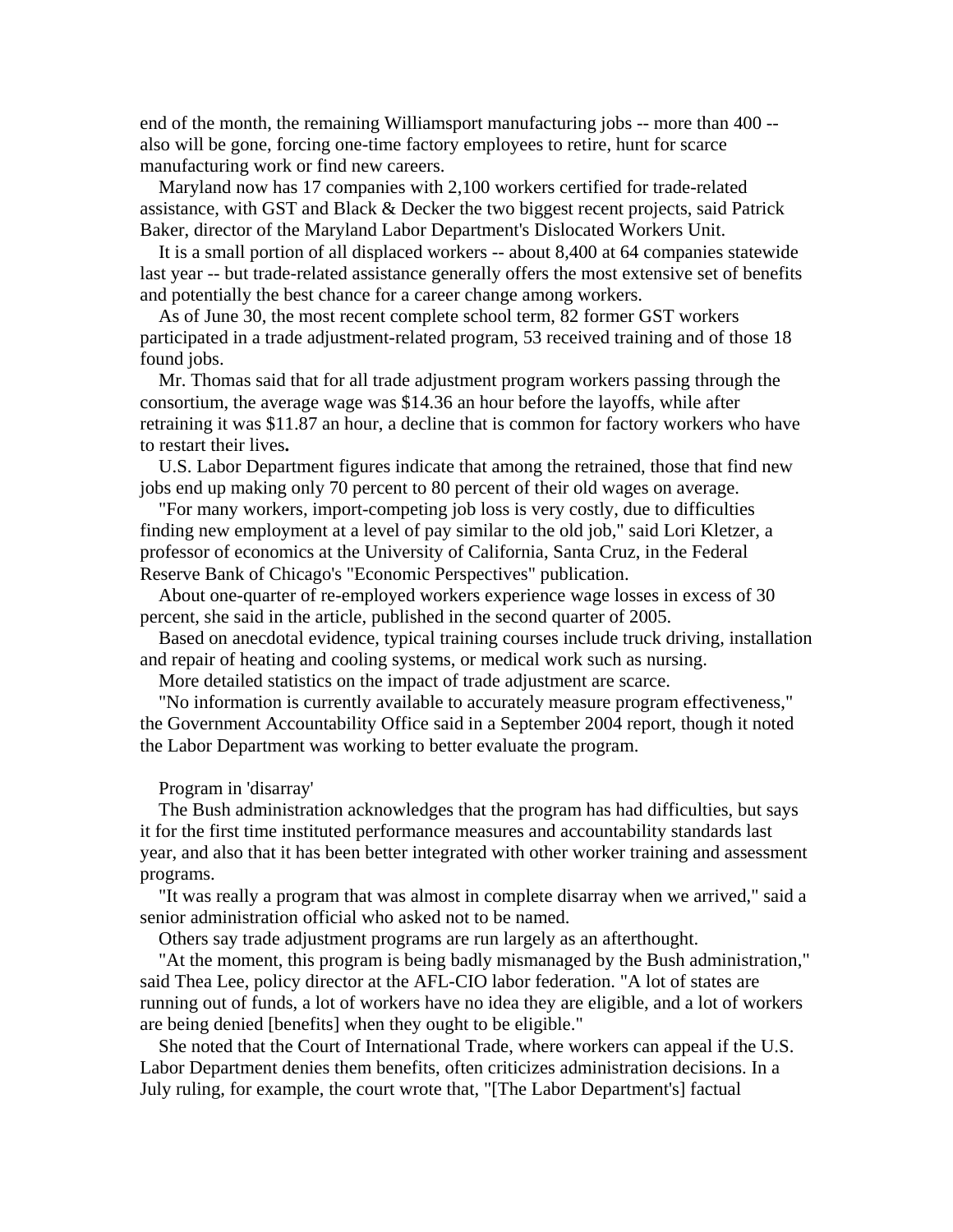end of the month, the remaining Williamsport manufacturing jobs -- more than 400 -- also will be gone, forcing one-time factory employees to retire, hunt for scarce manufacturing work or find new careers.

Maryland now has 17 companies with 2,100 workers certified for trade-related assistance, with GST and Black & Decker the two biggest recent projects, said Patrick Baker, director of the Maryland Labor Department's Dislocated Workers Unit.

It is a small portion of all displaced workers -- about 8,400 at 64 companies statewide last year -- but trade-related assistance generally offers the most extensive set of benefits and potentially the best chance for a career change among workers.

As of June 30, the most recent complete school term, 82 former GST workers participated in a trade adjustment-related program, 53 received training and of those 18 found jobs.

Mr. Thomas said that for all trade adjustment program workers passing through the consortium, the average wage was $14.36 an hour before the layoffs, while after retraining it was $11.87 an hour, a decline that is common for factory workers who have to restart their lives**.**

U.S. Labor Department figures indicate that among the retrained, those that find new jobs end up making only 70 percent to 80 percent of their old wages on average.

"For many workers, import-competing job loss is very costly, due to difficulties finding new employment at a level of pay similar to the old job," said Lori Kletzer, a professor of economics at the University of California, Santa Cruz, in the Federal Reserve Bank of Chicago's "Economic Perspectives" publication.

About one-quarter of re-employed workers experience wage losses in excess of 30 percent, she said in the article, published in the second quarter of 2005.

Based on anecdotal evidence, typical training courses include truck driving, installation and repair of heating and cooling systems, or medical work such as nursing.

More detailed statistics on the impact of trade adjustment are scarce.

"No information is currently available to accurately measure program effectiveness," the Government Accountability Office said in a September 2004 report, though it noted the Labor Department was working to better evaluate the program.

Program in 'disarray'

The Bush administration acknowledges that the program has had difficulties, but says it for the first time instituted performance measures and accountability standards last year, and also that it has been better integrated with other worker training and assessment programs.

"It was really a program that was almost in complete disarray when we arrived," said a senior administration official who asked not to be named.

Others say trade adjustment programs are run largely as an afterthought.

"At the moment, this program is being badly mismanaged by the Bush administration," said Thea Lee, policy director at the AFL-CIO labor federation. "A lot of states are running out of funds, a lot of workers have no idea they are eligible, and a lot of workers are being denied [benefits] when they ought to be eligible."

She noted that the Court of International Trade, where workers can appeal if the U.S. Labor Department denies them benefits, often criticizes administration decisions. In a July ruling, for example, the court wrote that, "[The Labor Department's] factual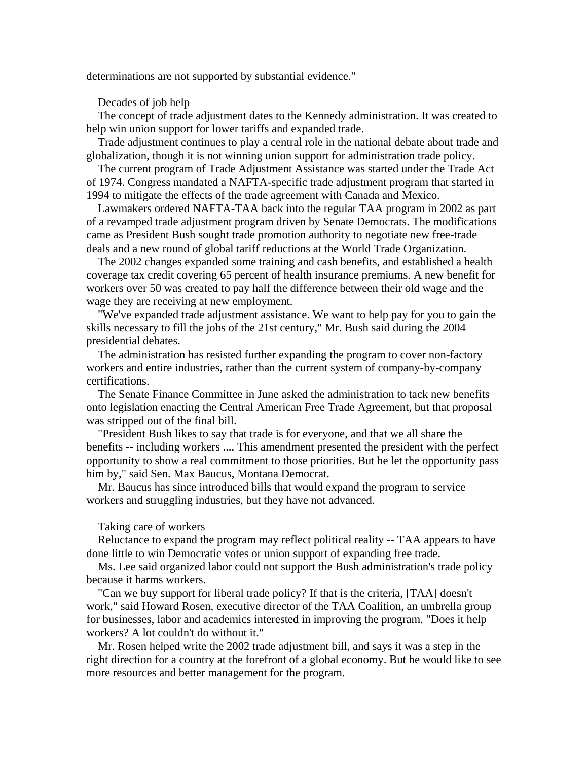determinations are not supported by substantial evidence."

## Decades of job help

The concept of trade adjustment dates to the Kennedy administration. It was created to help win union support for lower tariffs and expanded trade.

Trade adjustment continues to play a central role in the national debate about trade and globalization, though it is not winning union support for administration trade policy.

The current program of Trade Adjustment Assistance was started under the Trade Act of 1974. Congress mandated a NAFTA-specific trade adjustment program that started in 1994 to mitigate the effects of the trade agreement with Canada and Mexico.

Lawmakers ordered NAFTA-TAA back into the regular TAA program in 2002 as part of a revamped trade adjustment program driven by Senate Democrats. The modifications came as President Bush sought trade promotion authority to negotiate new free-trade deals and a new round of global tariff reductions at the World Trade Organization.

The 2002 changes expanded some training and cash benefits, and established a health coverage tax credit covering 65 percent of health insurance premiums. A new benefit for workers over 50 was created to pay half the difference between their old wage and the wage they are receiving at new employment.

"We've expanded trade adjustment assistance. We want to help pay for you to gain the skills necessary to fill the jobs of the 21st century," Mr. Bush said during the 2004 presidential debates.

The administration has resisted further expanding the program to cover non-factory workers and entire industries, rather than the current system of company-by-company certifications.

The Senate Finance Committee in June asked the administration to tack new benefits onto legislation enacting the Central American Free Trade Agreement, but that proposal was stripped out of the final bill.

"President Bush likes to say that trade is for everyone, and that we all share the benefits -- including workers .... This amendment presented the president with the perfect opportunity to show a real commitment to those priorities. But he let the opportunity pass him by," said Sen. Max Baucus, Montana Democrat.

Mr. Baucus has since introduced bills that would expand the program to service workers and struggling industries, but they have not advanced.

## Taking care of workers

Reluctance to expand the program may reflect political reality -- TAA appears to have done little to win Democratic votes or union support of expanding free trade.

Ms. Lee said organized labor could not support the Bush administration's trade policy because it harms workers.

"Can we buy support for liberal trade policy? If that is the criteria, [TAA] doesn't work," said Howard Rosen, executive director of the TAA Coalition, an umbrella group for businesses, labor and academics interested in improving the program. "Does it help workers? A lot couldn't do without it."

Mr. Rosen helped write the 2002 trade adjustment bill, and says it was a step in the right direction for a country at the forefront of a global economy. But he would like to see more resources and better management for the program.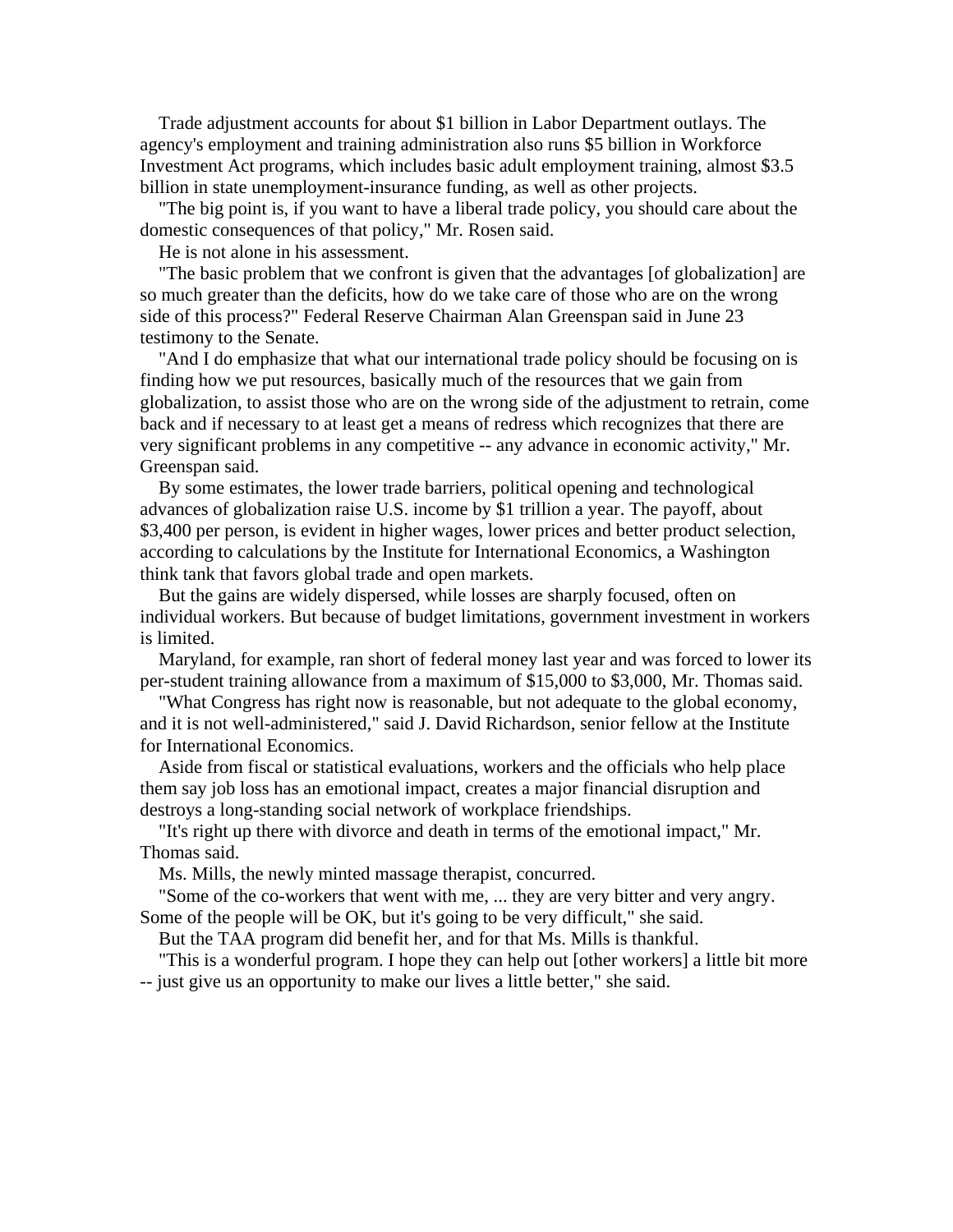Trade adjustment accounts for about $1 billion in Labor Department outlays. The agency's employment and training administration also runs $5 billion in Workforce Investment Act programs, which includes basic adult employment training, almost $3.5 billion in state unemployment-insurance funding, as well as other projects.

"The big point is, if you want to have a liberal trade policy, you should care about the domestic consequences of that policy," Mr. Rosen said.

He is not alone in his assessment.

"The basic problem that we confront is given that the advantages [of globalization] are so much greater than the deficits, how do we take care of those who are on the wrong side of this process?" Federal Reserve Chairman Alan Greenspan said in June 23 testimony to the Senate.

"And I do emphasize that what our international trade policy should be focusing on is finding how we put resources, basically much of the resources that we gain from globalization, to assist those who are on the wrong side of the adjustment to retrain, come back and if necessary to at least get a means of redress which recognizes that there are very significant problems in any competitive -- any advance in economic activity," Mr. Greenspan said.

By some estimates, the lower trade barriers, political opening and technological advances of globalization raise U.S. income by $1 trillion a year. The payoff, about $3,400 per person, is evident in higher wages, lower prices and better product selection, according to calculations by the Institute for International Economics, a Washington think tank that favors global trade and open markets.

But the gains are widely dispersed, while losses are sharply focused, often on individual workers. But because of budget limitations, government investment in workers is limited.

Maryland, for example, ran short of federal money last year and was forced to lower its per-student training allowance from a maximum of $15,000 to $3,000, Mr. Thomas said.

"What Congress has right now is reasonable, but not adequate to the global economy, and it is not well-administered," said J. David Richardson, senior fellow at the Institute for International Economics.

Aside from fiscal or statistical evaluations, workers and the officials who help place them say job loss has an emotional impact, creates a major financial disruption and destroys a long-standing social network of workplace friendships.

"It's right up there with divorce and death in terms of the emotional impact," Mr. Thomas said.

Ms. Mills, the newly minted massage therapist, concurred.

"Some of the co-workers that went with me, ... they are very bitter and very angry. Some of the people will be OK, but it's going to be very difficult," she said.

But the TAA program did benefit her, and for that Ms. Mills is thankful.

"This is a wonderful program. I hope they can help out [other workers] a little bit more -- just give us an opportunity to make our lives a little better," she said.